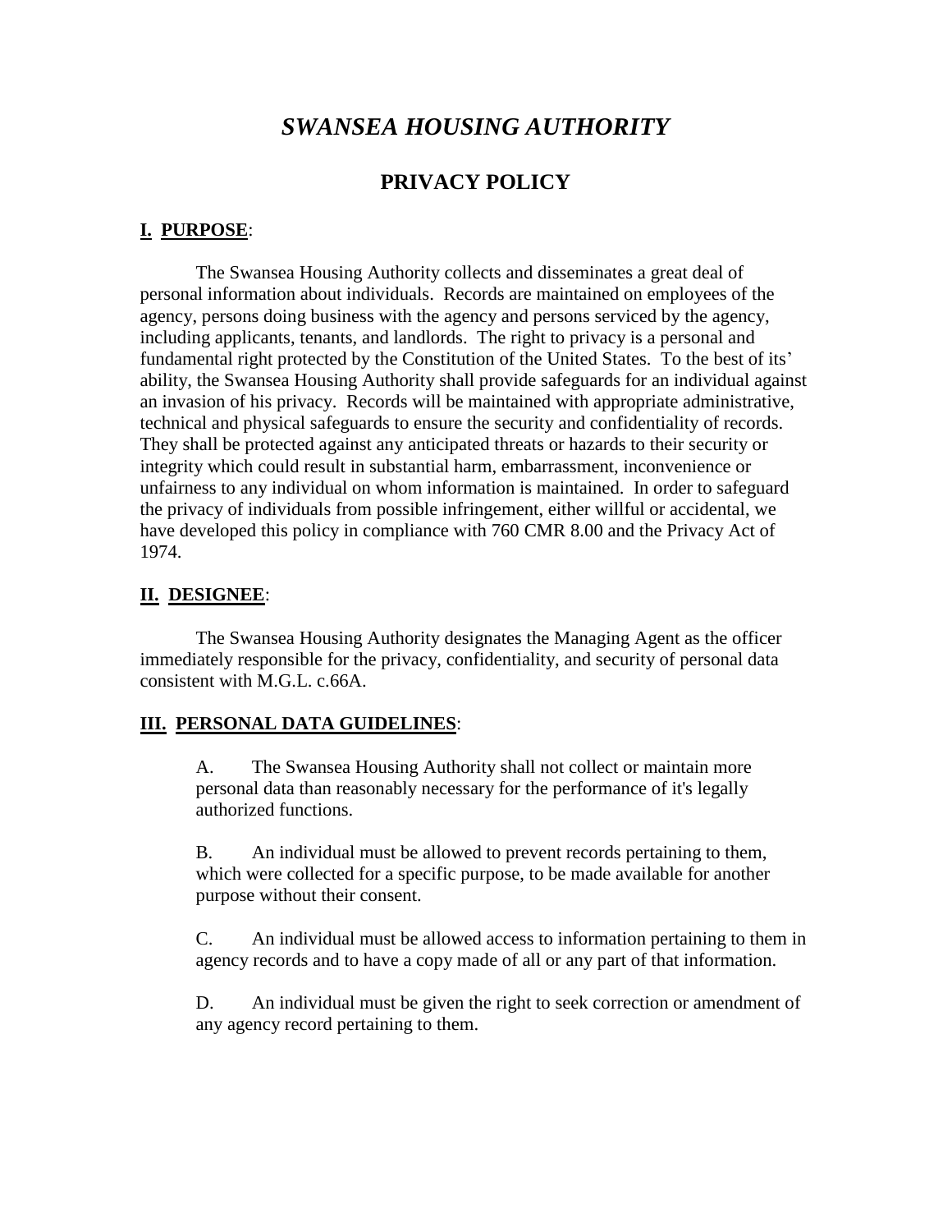# *SWANSEA HOUSING AUTHORITY*

## PRIVACY POLICY

**I. PURPOSE**:

The Swansea Housing Authority collects and disseminates a great deal of personal information about individuals. Records are maintained on employees of the agency, persons doing business with the agency and persons serviced by the agency, including applicants, tenants, and landlords. The right to privacy is a personal and fundamental right protected by the Constitution of the United States. To the best of its' ability, the Swansea Housing Authority shall provide safeguards for an individual against an invasion of his privacy. Records will be maintained with appropriate administrative, technical and physical safeguards to ensure the security and confidentiality of records. They shall be protected against any anticipated threats or hazards to their security or integrity which could result in substantial harm, embarrassment, inconvenience or unfairness to any individual on whom information is maintained. In order to safeguard the privacy of individuals from possible infringement, either willful or accidental, we have developed this policy in compliance with 760 CMR 8.00 and the Privacy Act of 1974.

**II. DESIGNEE**:

The Swansea Housing Authority designates the Managing Agent as the officer immediately responsible for the privacy, confidentiality, and security of personal data consistent with M.G.L. c.66A.

**III. PERSONAL DATA GUIDELINES**:

A. The Swansea Housing Authority shall not collect or maintain more personal data than reasonably necessary for the performance of it's legally authorized functions.

B. An individual must be allowed to prevent records pertaining to them, which were collected for a specific purpose, to be made available for another purpose without their consent.

C. An individual must be allowed access to information pertaining to them in agency records and to have a copy made of all or any part of that information.

D. An individual must be given the right to seek correction or amendment of any agency record pertaining to them.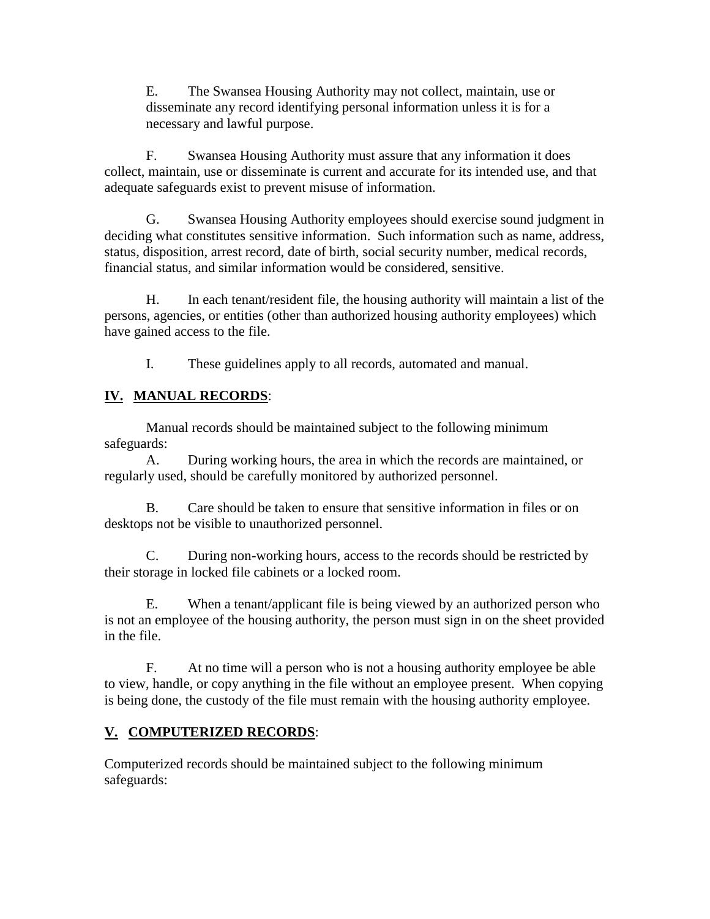E. The Swansea Housing Authority may not collect, maintain, use or disseminate any record identifying personal information unless it is for a necessary and lawful purpose.

F. Swansea Housing Authority must assure that any information it does collect, maintain, use or disseminate is current and accurate for its intended use, and that adequate safeguards exist to prevent misuse of information.

G. Swansea Housing Authority employees should exercise sound judgment in deciding what constitutes sensitive information. Such information such as name, address, status, disposition, arrest record, date of birth, social security number, medical records, financial status, and similar information would be considered, sensitive.

H. In each tenant/resident file, the housing authority will maintain a list of the persons, agencies, or entities (other than authorized housing authority employees) which have gained access to the file.

I. These guidelines apply to all records, automated and manual.

## **IV. MANUAL RECORDS**:

Manual records should be maintained subject to the following minimum safeguards:

A. During working hours, the area in which the records are maintained, or regularly used, should be carefully monitored by authorized personnel.

B. Care should be taken to ensure that sensitive information in files or on desktops not be visible to unauthorized personnel.

C. During non-working hours, access to the records should be restricted by their storage in locked file cabinets or a locked room.

E. When a tenant/applicant file is being viewed by an authorized person who is not an employee of the housing authority, the person must sign in on the sheet provided in the file.

F. At no time will a person who is not a housing authority employee be able to view, handle, or copy anything in the file without an employee present. When copying is being done, the custody of the file must remain with the housing authority employee.

## **V. COMPUTERIZED RECORDS**:

Computerized records should be maintained subject to the following minimum safeguards: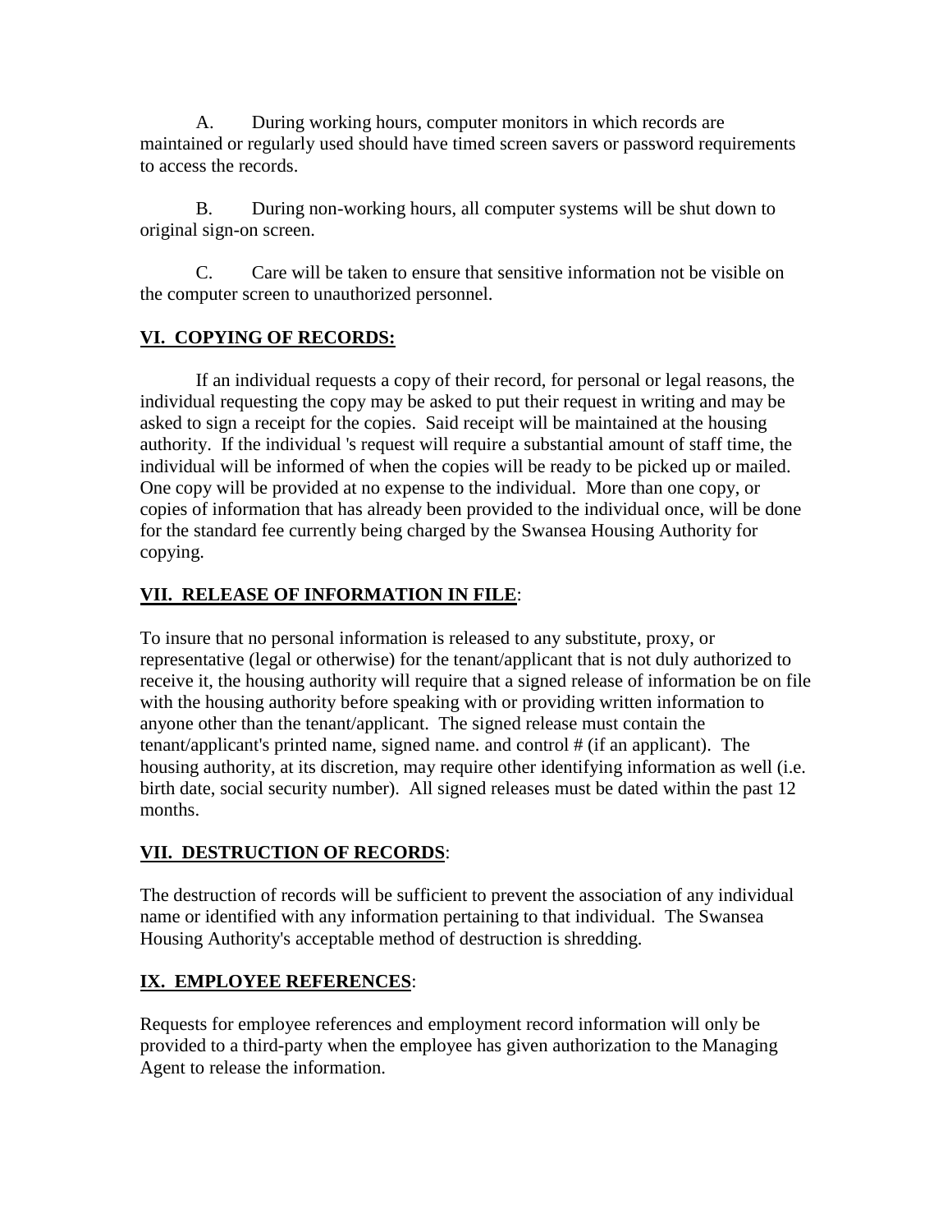A. During working hours, computer monitors in which records are maintained or regularly used should have timed screen savers or password requirements to access the records.

B. During non-working hours, all computer systems will be shut down to original sign-on screen.

C. Care will be taken to ensure that sensitive information not be visible on the computer screen to unauthorized personnel.

## VI. COPYING OF RECORDS:

If an individual requests a copy of their record, for personal or legal reasons, the individual requesting the copy may be asked to put their request in writing and may be asked to sign a receipt for the copies. Said receipt will be maintained at the housing authority. If the individual 's request will require a substantial amount of staff time, the individual will be informed of when the copies will be ready to be picked up or mailed. One copy will be provided at no expense to the individual. More than one copy, or copies of information that has already been provided to the individual once, will be done for the standard fee currently being charged by the Swansea Housing Authority for copying.

## VII. RELEASE OF INFORMATION IN FILE:

To insure that no personal information is released to any substitute, proxy, or representative (legal or otherwise) for the tenant/applicant that is not duly authorized to receive it, the housing authority will require that a signed release of information be on file with the housing authority before speaking with or providing written information to anyone other than the tenant/applicant. The signed release must contain the tenant/applicant's printed name, signed name. and control # (if an applicant). The housing authority, at its discretion, may require other identifying information as well (i.e. birth date, social security number). All signed releases must be dated within the past 12 months.

## VII. DESTRUCTION OF RECORDS:

The destruction of records will be sufficient to prevent the association of any individual name or identified with any information pertaining to that individual. The Swansea Housing Authority's acceptable method of destruction is shredding.

## IX. EMPLOYEE REFERENCES:

Requests for employee references and employment record information will only be provided to a third-party when the employee has given authorization to the Managing Agent to release the information.